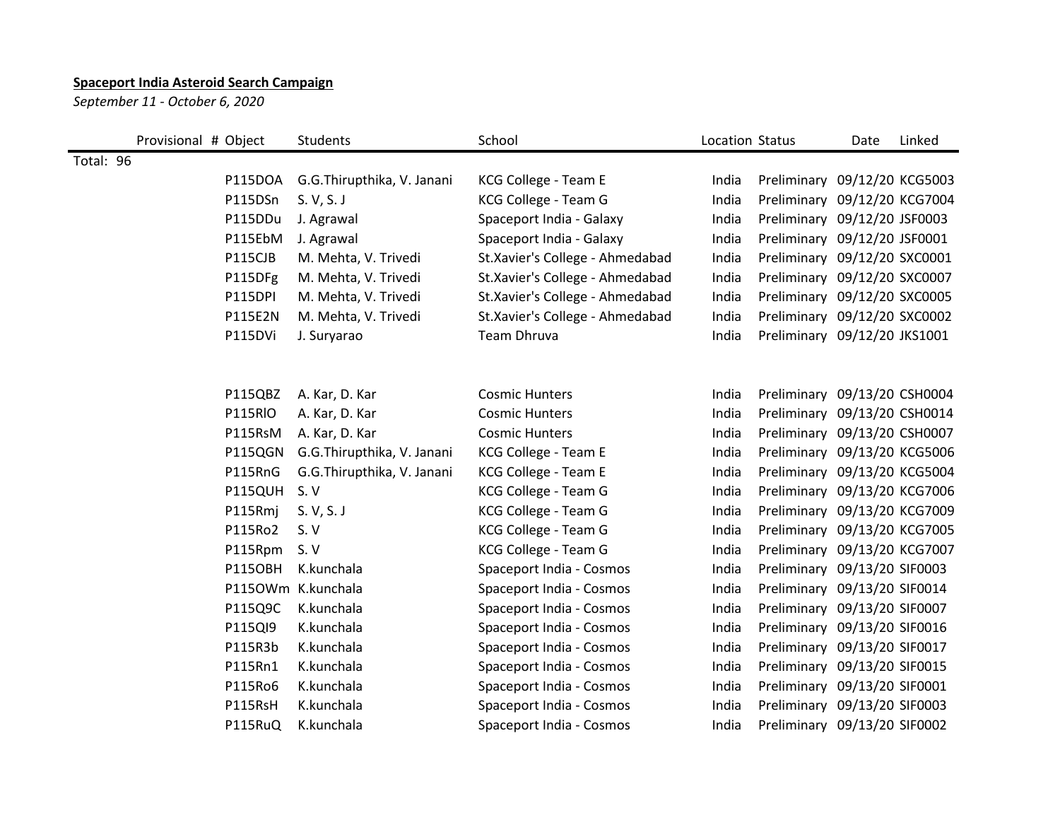**Spaceport India Asteroid Search Campaign**

*September 11 - October 6, 2020*

| Provisional # | Object | Students | School | Location | Status | Date | Linked |
|---|---|---|---|---|---|---|---|
| Total: 96 | | | | | | | |
| | P115DOA | G.G.Thirupthika, V. Janani | KCG College - Team E | India | Preliminary | 09/12/20 | KCG5003 |
| | P115DSn | S. V, S. J | KCG College - Team G | India | Preliminary | 09/12/20 | KCG7004 |
| | P115DDu | J. Agrawal | Spaceport India - Galaxy | India | Preliminary | 09/12/20 | JSF0003 |
| | P115EbM | J. Agrawal | Spaceport India - Galaxy | India | Preliminary | 09/12/20 | JSF0001 |
| | P115CJB | M. Mehta, V. Trivedi | St.Xavier's College - Ahmedabad | India | Preliminary | 09/12/20 | SXC0001 |
| | P115DFg | M. Mehta, V. Trivedi | St.Xavier's College - Ahmedabad | India | Preliminary | 09/12/20 | SXC0007 |
| | P115DPI | M. Mehta, V. Trivedi | St.Xavier's College - Ahmedabad | India | Preliminary | 09/12/20 | SXC0005 |
| | P115E2N | M. Mehta, V. Trivedi | St.Xavier's College - Ahmedabad | India | Preliminary | 09/12/20 | SXC0002 |
| | P115DVi | J. Suryarao | Team Dhruva | India | Preliminary | 09/12/20 | JKS1001 |
| | P115QBZ | A. Kar, D. Kar | Cosmic Hunters | India | Preliminary | 09/13/20 | CSH0004 |
| | P115RlO | A. Kar, D. Kar | Cosmic Hunters | India | Preliminary | 09/13/20 | CSH0014 |
| | P115RsM | A. Kar, D. Kar | Cosmic Hunters | India | Preliminary | 09/13/20 | CSH0007 |
| | P115QGN | G.G.Thirupthika, V. Janani | KCG College - Team E | India | Preliminary | 09/13/20 | KCG5006 |
| | P115RnG | G.G.Thirupthika, V. Janani | KCG College - Team E | India | Preliminary | 09/13/20 | KCG5004 |
| | P115QUH | S. V | KCG College - Team G | India | Preliminary | 09/13/20 | KCG7006 |
| | P115Rmj | S. V, S. J | KCG College - Team G | India | Preliminary | 09/13/20 | KCG7009 |
| | P115Ro2 | S. V | KCG College - Team G | India | Preliminary | 09/13/20 | KCG7005 |
| | P115Rpm | S. V | KCG College - Team G | India | Preliminary | 09/13/20 | KCG7007 |
| | P115OBH | K.kunchala | Spaceport India - Cosmos | India | Preliminary | 09/13/20 | SIF0003 |
| | P115OWm | K.kunchala | Spaceport India - Cosmos | India | Preliminary | 09/13/20 | SIF0014 |
| | P115Q9C | K.kunchala | Spaceport India - Cosmos | India | Preliminary | 09/13/20 | SIF0007 |
| | P115QI9 | K.kunchala | Spaceport India - Cosmos | India | Preliminary | 09/13/20 | SIF0016 |
| | P115R3b | K.kunchala | Spaceport India - Cosmos | India | Preliminary | 09/13/20 | SIF0017 |
| | P115Rn1 | K.kunchala | Spaceport India - Cosmos | India | Preliminary | 09/13/20 | SIF0015 |
| | P115Ro6 | K.kunchala | Spaceport India - Cosmos | India | Preliminary | 09/13/20 | SIF0001 |
| | P115RsH | K.kunchala | Spaceport India - Cosmos | India | Preliminary | 09/13/20 | SIF0003 |
| | P115RuQ | K.kunchala | Spaceport India - Cosmos | India | Preliminary | 09/13/20 | SIF0002 |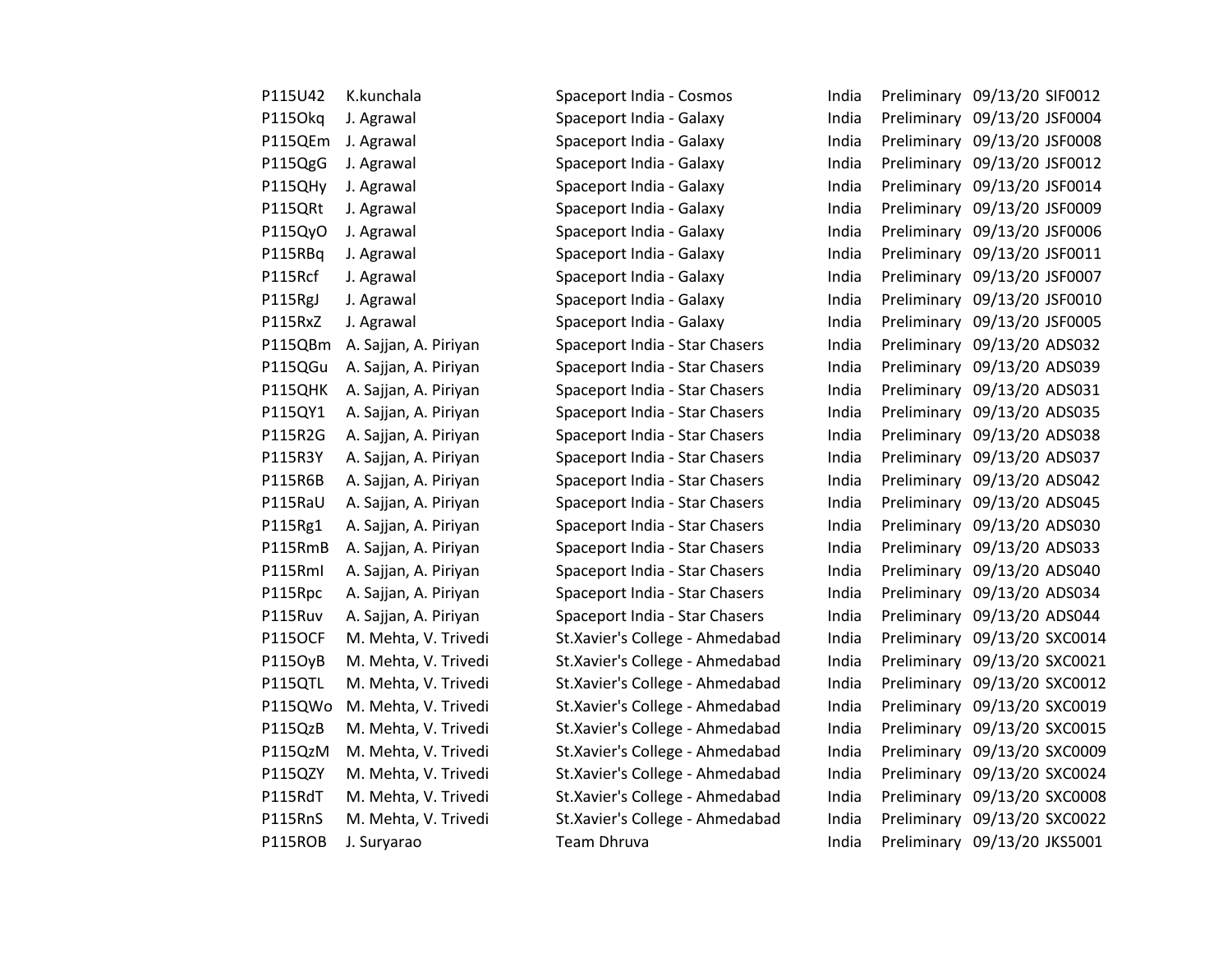| | | | | | | |
|---|---|---|---|---|---|---|
| P115U42 | K.kunchala | Spaceport India - Cosmos | India | Preliminary | 09/13/20 | SIF0012 |
| P115Okq | J. Agrawal | Spaceport India - Galaxy | India | Preliminary | 09/13/20 | JSF0004 |
| P115QEm | J. Agrawal | Spaceport India - Galaxy | India | Preliminary | 09/13/20 | JSF0008 |
| P115QgG | J. Agrawal | Spaceport India - Galaxy | India | Preliminary | 09/13/20 | JSF0012 |
| P115QHy | J. Agrawal | Spaceport India - Galaxy | India | Preliminary | 09/13/20 | JSF0014 |
| P115QRt | J. Agrawal | Spaceport India - Galaxy | India | Preliminary | 09/13/20 | JSF0009 |
| P115QyO | J. Agrawal | Spaceport India - Galaxy | India | Preliminary | 09/13/20 | JSF0006 |
| P115RBq | J. Agrawal | Spaceport India - Galaxy | India | Preliminary | 09/13/20 | JSF0011 |
| P115Rcf | J. Agrawal | Spaceport India - Galaxy | India | Preliminary | 09/13/20 | JSF0007 |
| P115RgJ | J. Agrawal | Spaceport India - Galaxy | India | Preliminary | 09/13/20 | JSF0010 |
| P115RxZ | J. Agrawal | Spaceport India - Galaxy | India | Preliminary | 09/13/20 | JSF0005 |
| P115QBm | A. Sajjan, A. Piriyan | Spaceport India - Star Chasers | India | Preliminary | 09/13/20 | ADS032 |
| P115QGu | A. Sajjan, A. Piriyan | Spaceport India - Star Chasers | India | Preliminary | 09/13/20 | ADS039 |
| P115QHK | A. Sajjan, A. Piriyan | Spaceport India - Star Chasers | India | Preliminary | 09/13/20 | ADS031 |
| P115QY1 | A. Sajjan, A. Piriyan | Spaceport India - Star Chasers | India | Preliminary | 09/13/20 | ADS035 |
| P115R2G | A. Sajjan, A. Piriyan | Spaceport India - Star Chasers | India | Preliminary | 09/13/20 | ADS038 |
| P115R3Y | A. Sajjan, A. Piriyan | Spaceport India - Star Chasers | India | Preliminary | 09/13/20 | ADS037 |
| P115R6B | A. Sajjan, A. Piriyan | Spaceport India - Star Chasers | India | Preliminary | 09/13/20 | ADS042 |
| P115RaU | A. Sajjan, A. Piriyan | Spaceport India - Star Chasers | India | Preliminary | 09/13/20 | ADS045 |
| P115Rg1 | A. Sajjan, A. Piriyan | Spaceport India - Star Chasers | India | Preliminary | 09/13/20 | ADS030 |
| P115RmB | A. Sajjan, A. Piriyan | Spaceport India - Star Chasers | India | Preliminary | 09/13/20 | ADS033 |
| P115RmI | A. Sajjan, A. Piriyan | Spaceport India - Star Chasers | India | Preliminary | 09/13/20 | ADS040 |
| P115Rpc | A. Sajjan, A. Piriyan | Spaceport India - Star Chasers | India | Preliminary | 09/13/20 | ADS034 |
| P115Ruv | A. Sajjan, A. Piriyan | Spaceport India - Star Chasers | India | Preliminary | 09/13/20 | ADS044 |
| P115OCF | M. Mehta, V. Trivedi | St.Xavier's College - Ahmedabad | India | Preliminary | 09/13/20 | SXC0014 |
| P115OyB | M. Mehta, V. Trivedi | St.Xavier's College - Ahmedabad | India | Preliminary | 09/13/20 | SXC0021 |
| P115QTL | M. Mehta, V. Trivedi | St.Xavier's College - Ahmedabad | India | Preliminary | 09/13/20 | SXC0012 |
| P115QWo | M. Mehta, V. Trivedi | St.Xavier's College - Ahmedabad | India | Preliminary | 09/13/20 | SXC0019 |
| P115QzB | M. Mehta, V. Trivedi | St.Xavier's College - Ahmedabad | India | Preliminary | 09/13/20 | SXC0015 |
| P115QzM | M. Mehta, V. Trivedi | St.Xavier's College - Ahmedabad | India | Preliminary | 09/13/20 | SXC0009 |
| P115QZY | M. Mehta, V. Trivedi | St.Xavier's College - Ahmedabad | India | Preliminary | 09/13/20 | SXC0024 |
| P115RdT | M. Mehta, V. Trivedi | St.Xavier's College - Ahmedabad | India | Preliminary | 09/13/20 | SXC0008 |
| P115RnS | M. Mehta, V. Trivedi | St.Xavier's College - Ahmedabad | India | Preliminary | 09/13/20 | SXC0022 |
| P115ROB | J. Suryarao | Team Dhruva | India | Preliminary | 09/13/20 | JKS5001 |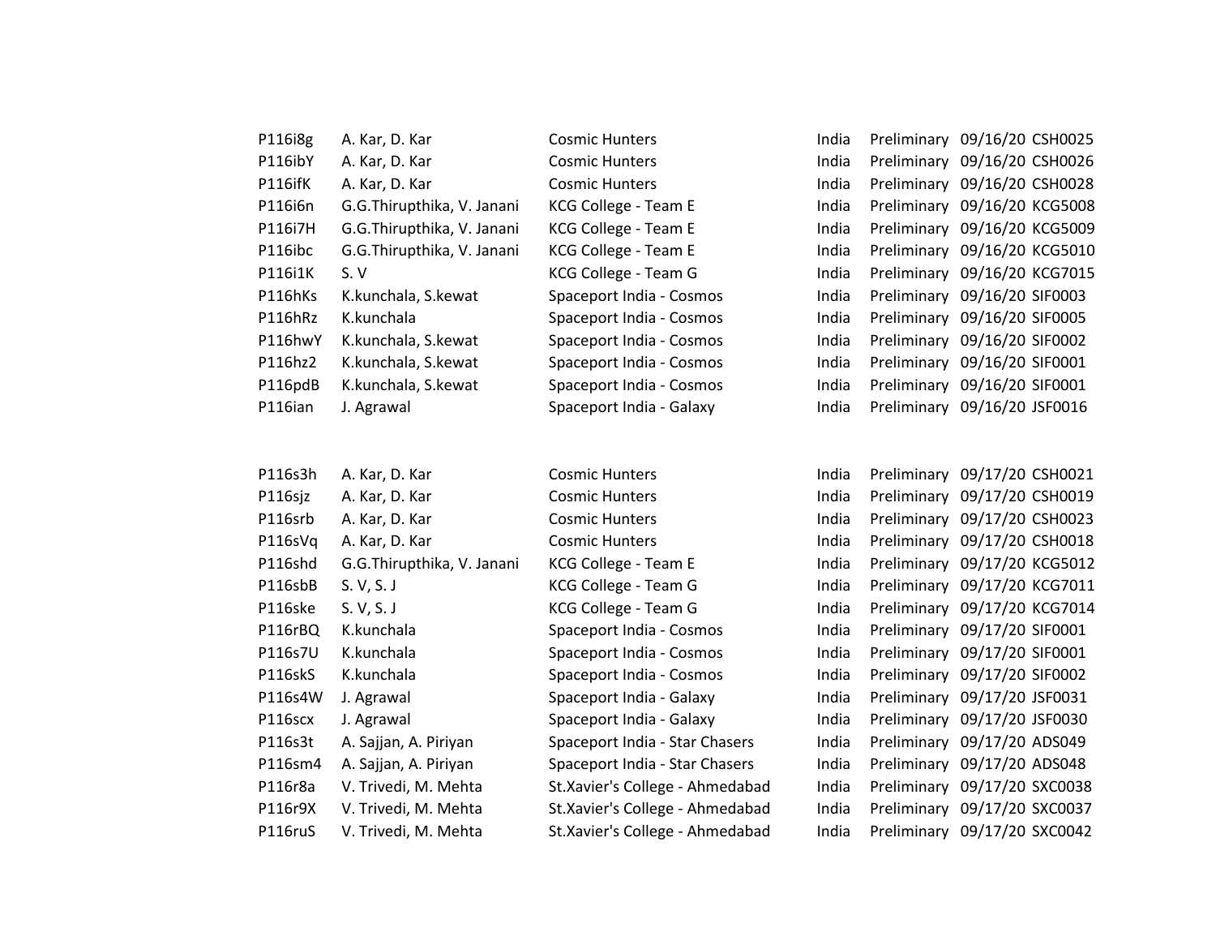| | | | | | | |
|---|---|---|---|---|---|---|
| P116i8g | A. Kar, D. Kar | Cosmic Hunters | India | Preliminary | 09/16/20 | CSH0025 |
| P116ibY | A. Kar, D. Kar | Cosmic Hunters | India | Preliminary | 09/16/20 | CSH0026 |
| P116ifK | A. Kar, D. Kar | Cosmic Hunters | India | Preliminary | 09/16/20 | CSH0028 |
| P116i6n | G.G.Thirupthika, V. Janani | KCG College - Team E | India | Preliminary | 09/16/20 | KCG5008 |
| P116i7H | G.G.Thirupthika, V. Janani | KCG College - Team E | India | Preliminary | 09/16/20 | KCG5009 |
| P116ibc | G.G.Thirupthika, V. Janani | KCG College - Team E | India | Preliminary | 09/16/20 | KCG5010 |
| P116i1K | S. V | KCG College - Team G | India | Preliminary | 09/16/20 | KCG7015 |
| P116hKs | K.kunchala, S.kewat | Spaceport India - Cosmos | India | Preliminary | 09/16/20 | SIF0003 |
| P116hRz | K.kunchala | Spaceport India - Cosmos | India | Preliminary | 09/16/20 | SIF0005 |
| P116hwY | K.kunchala, S.kewat | Spaceport India - Cosmos | India | Preliminary | 09/16/20 | SIF0002 |
| P116hz2 | K.kunchala, S.kewat | Spaceport India - Cosmos | India | Preliminary | 09/16/20 | SIF0001 |
| P116pdB | K.kunchala, S.kewat | Spaceport India - Cosmos | India | Preliminary | 09/16/20 | SIF0001 |
| P116ian | J. Agrawal | Spaceport India - Galaxy | India | Preliminary | 09/16/20 | JSF0016 |

| | | | | | | |
|---|---|---|---|---|---|---|
| P116s3h | A. Kar, D. Kar | Cosmic Hunters | India | Preliminary | 09/17/20 | CSH0021 |
| P116sjz | A. Kar, D. Kar | Cosmic Hunters | India | Preliminary | 09/17/20 | CSH0019 |
| P116srb | A. Kar, D. Kar | Cosmic Hunters | India | Preliminary | 09/17/20 | CSH0023 |
| P116sVq | A. Kar, D. Kar | Cosmic Hunters | India | Preliminary | 09/17/20 | CSH0018 |
| P116shd | G.G.Thirupthika, V. Janani | KCG College - Team E | India | Preliminary | 09/17/20 | KCG5012 |
| P116sbB | S. V, S. J | KCG College - Team G | India | Preliminary | 09/17/20 | KCG7011 |
| P116ske | S. V, S. J | KCG College - Team G | India | Preliminary | 09/17/20 | KCG7014 |
| P116rBQ | K.kunchala | Spaceport India - Cosmos | India | Preliminary | 09/17/20 | SIF0001 |
| P116s7U | K.kunchala | Spaceport India - Cosmos | India | Preliminary | 09/17/20 | SIF0001 |
| P116skS | K.kunchala | Spaceport India - Cosmos | India | Preliminary | 09/17/20 | SIF0002 |
| P116s4W | J. Agrawal | Spaceport India - Galaxy | India | Preliminary | 09/17/20 | JSF0031 |
| P116scx | J. Agrawal | Spaceport India - Galaxy | India | Preliminary | 09/17/20 | JSF0030 |
| P116s3t | A. Sajjan, A. Piriyan | Spaceport India - Star Chasers | India | Preliminary | 09/17/20 | ADS049 |
| P116sm4 | A. Sajjan, A. Piriyan | Spaceport India - Star Chasers | India | Preliminary | 09/17/20 | ADS048 |
| P116r8a | V. Trivedi, M. Mehta | St.Xavier's College - Ahmedabad | India | Preliminary | 09/17/20 | SXC0038 |
| P116r9X | V. Trivedi, M. Mehta | St.Xavier's College - Ahmedabad | India | Preliminary | 09/17/20 | SXC0037 |
| P116ruS | V. Trivedi, M. Mehta | St.Xavier's College - Ahmedabad | India | Preliminary | 09/17/20 | SXC0042 |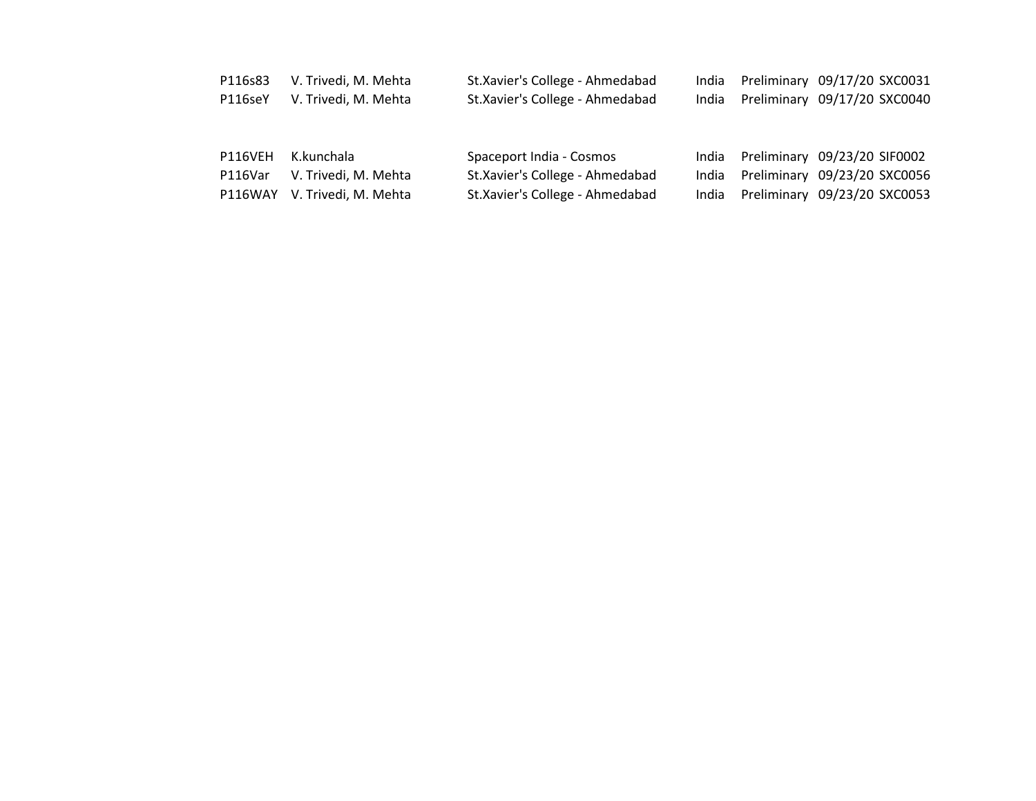| | | | | | | |
|---|---|---|---|---|---|---|
| P116s83 | V. Trivedi, M. Mehta | St.Xavier's College - Ahmedabad | India | Preliminary | 09/17/20 | SXC0031 |
| P116seY | V. Trivedi, M. Mehta | St.Xavier's College - Ahmedabad | India | Preliminary | 09/17/20 | SXC0040 |
| | | | | | | |
| P116VEH | K.kunchala | Spaceport India - Cosmos | India | Preliminary | 09/23/20 | SIF0002 |
| P116Var | V. Trivedi, M. Mehta | St.Xavier's College - Ahmedabad | India | Preliminary | 09/23/20 | SXC0056 |
| P116WAY | V. Trivedi, M. Mehta | St.Xavier's College - Ahmedabad | India | Preliminary | 09/23/20 | SXC0053 |